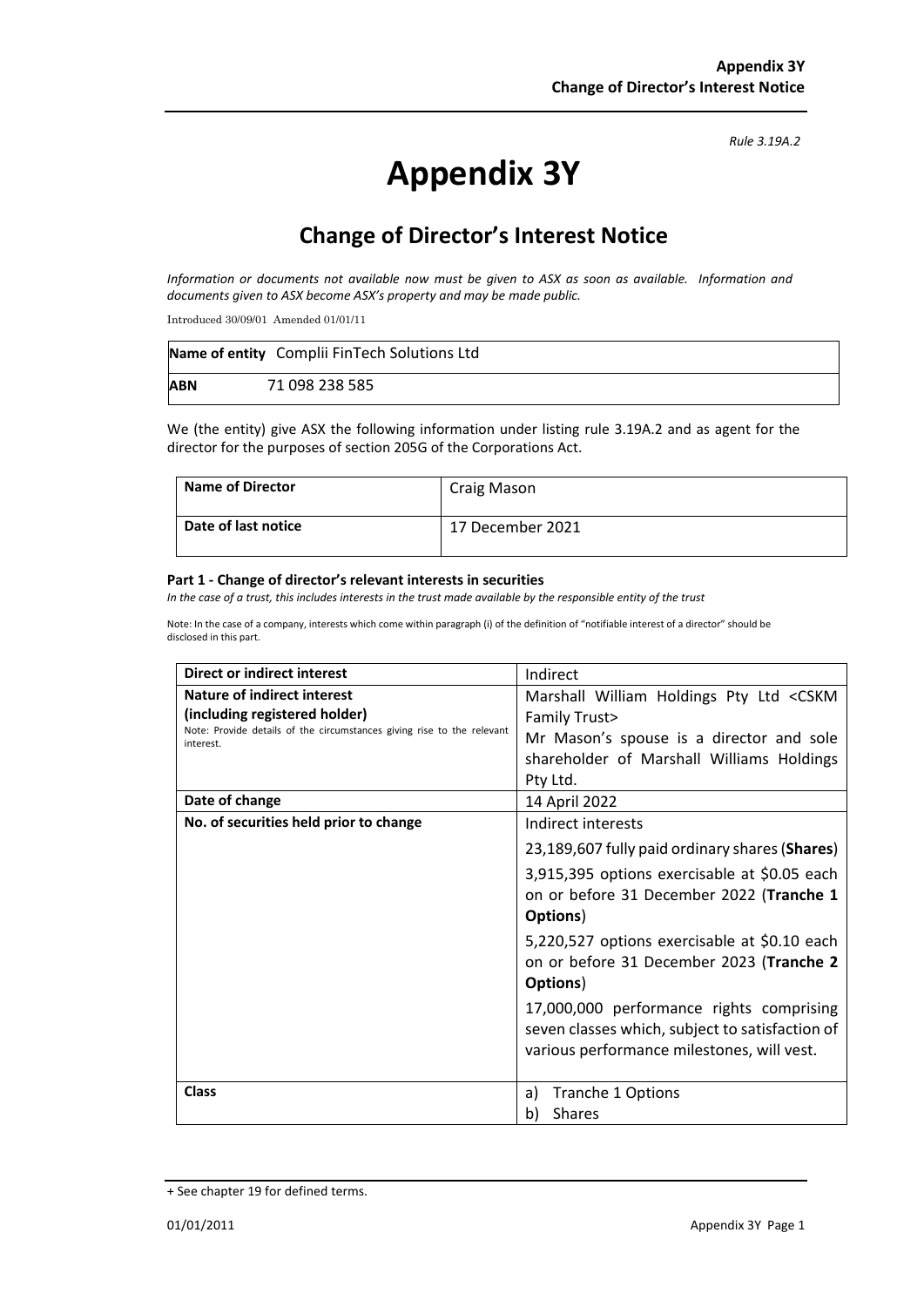Rule 3.19A.2

# Appendix 3Y

## Change of Director's Interest Notice

*Information or documents not available now must be given to ASX as soon as available. Information and documents given to ASX become ASX's property and may be made public.*

Introduced 30/09/01 Amended 01/01/11

| **Name of entity** | Complii FinTech Solutions Ltd |
|---|---|
| **ABN** | 71 098 238 585 |

We (the entity) give ASX the following information under listing rule 3.19A.2 and as agent for the director for the purposes of section 205G of the Corporations Act.

| **Name of Director** | Craig Mason |
|---|---|
| **Date of last notice** | 17 December 2021 |

**Part 1 - Change of director's relevant interests in securities**

*In the case of a trust, this includes interests in the trust made available by the responsible entity of the trust*

Note: In the case of a company, interests which come within paragraph (i) of the definition of "notifiable interest of a director" should be disclosed in this part.

| **Direct or indirect interest** | Indirect |
|---|---|
| **Nature of indirect interest (including registered holder)**<br>Note: Provide details of the circumstances giving rise to the relevant interest. | Marshall William Holdings Pty Ltd <CSKM Family Trust><br>Mr Mason's spouse is a director and sole shareholder of Marshall Williams Holdings Pty Ltd. |
| **Date of change** | 14 April 2022 |
| **No. of securities held prior to change** | Indirect interests<br>23,189,607 fully paid ordinary shares (**Shares**)<br>3,915,395 options exercisable at $0.05 each on or before 31 December 2022 (**Tranche 1 Options**)<br>5,220,527 options exercisable at $0.10 each on or before 31 December 2023 (**Tranche 2 Options**)<br>17,000,000 performance rights comprising seven classes which, subject to satisfaction of various performance milestones, will vest. |
| **Class** | a) Tranche 1 Options<br>b) Shares |

+ See chapter 19 for defined terms.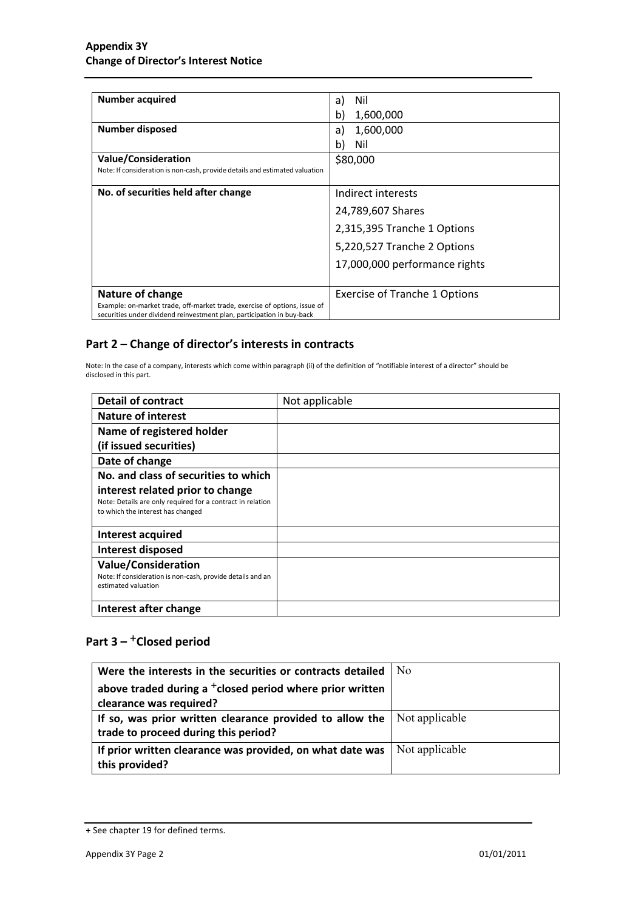| | |
|---|---|
| **Number acquired** | a) Nil<br>b) 1,600,000 |
| **Number disposed** | a) 1,600,000<br>b) Nil |
| **Value/Consideration**<br>Note: If consideration is non-cash, provide details and estimated valuation | $80,000 |
| **No. of securities held after change** | Indirect interests<br>24,789,607 Shares<br>2,315,395 Tranche 1 Options<br>5,220,527 Tranche 2 Options<br>17,000,000 performance rights |
| **Nature of change**<br>Example: on-market trade, off-market trade, exercise of options, issue of securities under dividend reinvestment plan, participation in buy-back | Exercise of Tranche 1 Options |

## Part 2 – Change of director's interests in contracts

Note: In the case of a company, interests which come within paragraph (ii) of the definition of "notifiable interest of a director" should be disclosed in this part.

| | |
|---|---|
| **Detail of contract** | Not applicable |
| **Nature of interest** | |
| **Name of registered holder (if issued securities)** | |
| **Date of change** | |
| **No. and class of securities to which interest related prior to change**<br>Note: Details are only required for a contract in relation to which the interest has changed | |
| **Interest acquired** | |
| **Interest disposed** | |
| **Value/Consideration**<br>Note: If consideration is non-cash, provide details and an estimated valuation | |
| **Interest after change** | |

## Part 3 – +Closed period

| | |
|---|---|
| **Were the interests in the securities or contracts detailed above traded during a +closed period where prior written clearance was required?** | No |
| **If so, was prior written clearance provided to allow the trade to proceed during this period?** | Not applicable |
| **If prior written clearance was provided, on what date was this provided?** | Not applicable |

+ See chapter 19 for defined terms.